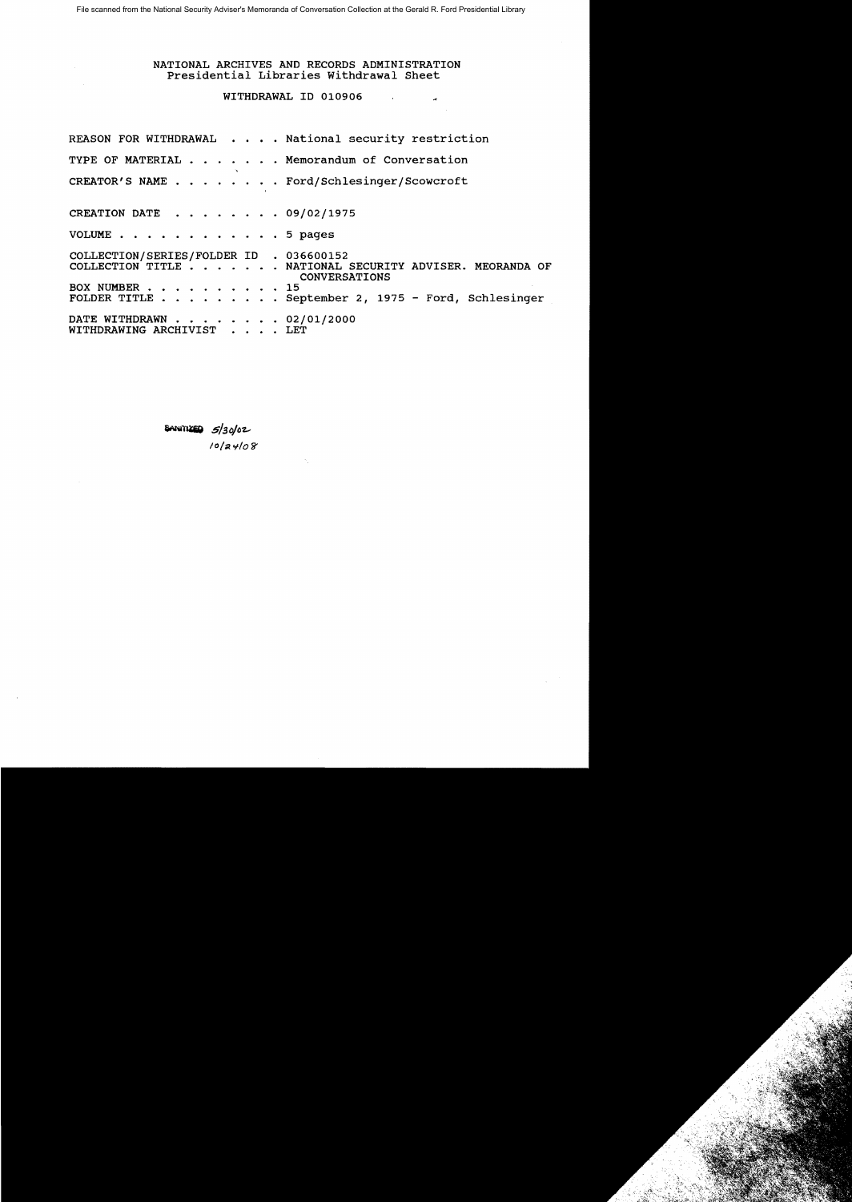File scanned from the National Security Adviser's Memoranda of Conversation Collection at the Gerald R. Ford Presidential Library

NATIONAL ARCHIVES AND RECORDS ADMINISTRATION
Presidential Libraries Withdrawal Sheet

WITHDRAWAL ID 010906

REASON FOR WITHDRAWAL . . . . National security restriction

TYPE OF MATERIAL . . . . . . . Memorandum of Conversation

CREATOR'S NAME . . . . . . . . Ford/Schlesinger/Scowcroft

CREATION DATE . . . . . . . . 09/02/1975

VOLUME . . . . . . . . . . . . 5 pages

COLLECTION/SERIES/FOLDER ID . 036600152
COLLECTION TITLE . . . . . . . NATIONAL SECURITY ADVISER. MEORANDA OF CONVERSATIONS
BOX NUMBER . . . . . . . . . . 15
FOLDER TITLE . . . . . . . . . September 2, 1975 - Ford, Schlesinger

DATE WITHDRAWN . . . . . . . . 02/01/2000
WITHDRAWING ARCHIVIST . . . . LET

SANITIZED 5/30/02
10/24/08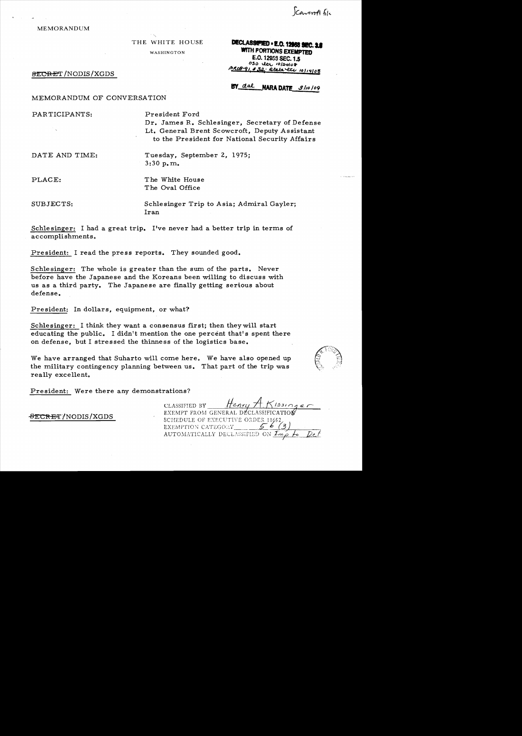Scowcroft file

MEMORANDUM

THE WHITE HOUSE

WASHINGTON

DECLASSIFIED • E.O. 12958 SEC. 3.6
WITH PORTIONS EXEMPTED
E.O. 12958 SEC. 1.5
OSD ltr 10/24/08
MR08-91, #32; State ltr 10/14/08

BY dal NARA DATE 3/10/09

~~SECRET~~/NODIS/XGDS

MEMORANDUM OF CONVERSATION

PARTICIPANTS: President Ford
Dr. James R. Schlesinger, Secretary of Defense
Lt. General Brent Scowcroft, Deputy Assistant to the President for National Security Affairs

DATE AND TIME: Tuesday, September 2, 1975; 3:30 p.m.

PLACE: The White House
The Oval Office

SUBJECTS: Schlesinger Trip to Asia; Admiral Gayler; Iran

Schlesinger: I had a great trip. I've never had a better trip in terms of accomplishments.

President: I read the press reports. They sounded good.

Schlesinger: The whole is greater than the sum of the parts. Never before have the Japanese and the Koreans been willing to discuss with us as a third party. The Japanese are finally getting serious about defense.

President: In dollars, equipment, or what?

Schlesinger: I think they want a consensus first; then they will start educating the public. I didn't mention the one percent that's spent there on defense, but I stressed the thinness of the logistics base.

We have arranged that Suharto will come here. We have also opened up the military contingency planning between us. That part of the trip was really excellent.

President: Were there any demonstrations?

~~SECRET~~/NODIS/XGDS

CLASSIFIED BY Henry A. Kissinger
EXEMPT FROM GENERAL DECLASSIFICATION
SCHEDULE OF EXECUTIVE ORDER 11652
EXEMPTION CATEGORY 5 b (3)
AUTOMATICALLY DECLASSIFIED ON Imp to Det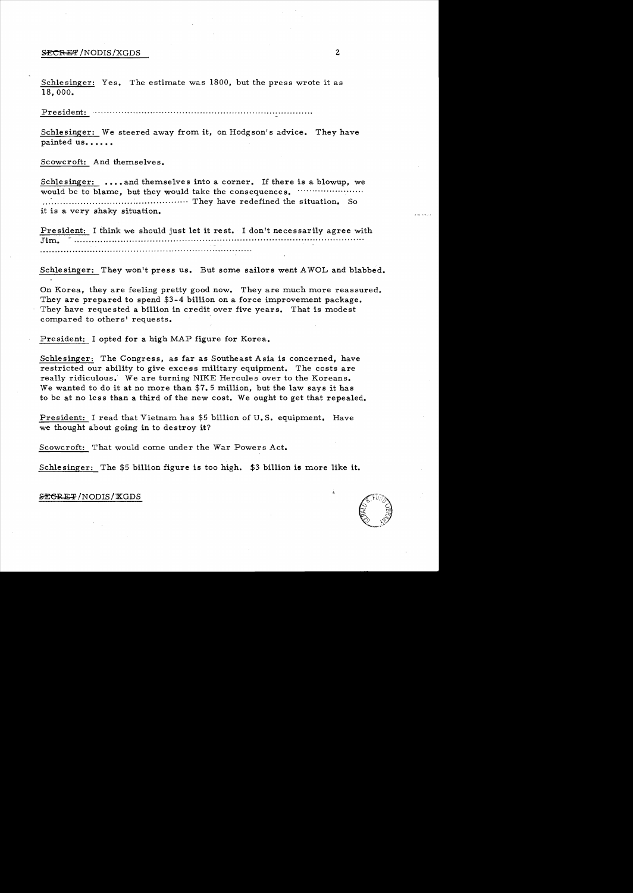Schlesinger: Yes. The estimate was 1800, but the press wrote it as 18,000.

President: ..........................................................................

Schlesinger: We steered away from it, on Hodgson's advice. They have painted us......

Scowcroft: And themselves.

Schlesinger: ....and themselves into a corner. If there is a blowup, we would be to blame, but they would take the consequences. ...................... ................................................ They have redefined the situation. So it is a very shaky situation.

President: I think we should just let it rest. I don't necessarily agree with Jim. ................................................................................................ ........................................................................

Schlesinger: They won't press us. But some sailors went AWOL and blabbed.

On Korea, they are feeling pretty good now. They are much more reassured. They are prepared to spend \$3-4 billion on a force improvement package. They have requested a billion in credit over five years. That is modest compared to others' requests.

President: I opted for a high MAP figure for Korea.

Schlesinger: The Congress, as far as Southeast Asia is concerned, have restricted our ability to give excess military equipment. The costs are really ridiculous. We are turning NIKE Hercules over to the Koreans. We wanted to do it at no more than \$7.5 million, but the law says it has to be at no less than a third of the new cost. We ought to get that repealed.

President: I read that Vietnam has \$5 billion of U.S. equipment. Have we thought about going in to destroy it?

Scowcroft: That would come under the War Powers Act.

Schlesinger: The \$5 billion figure is too high. \$3 billion is more like it.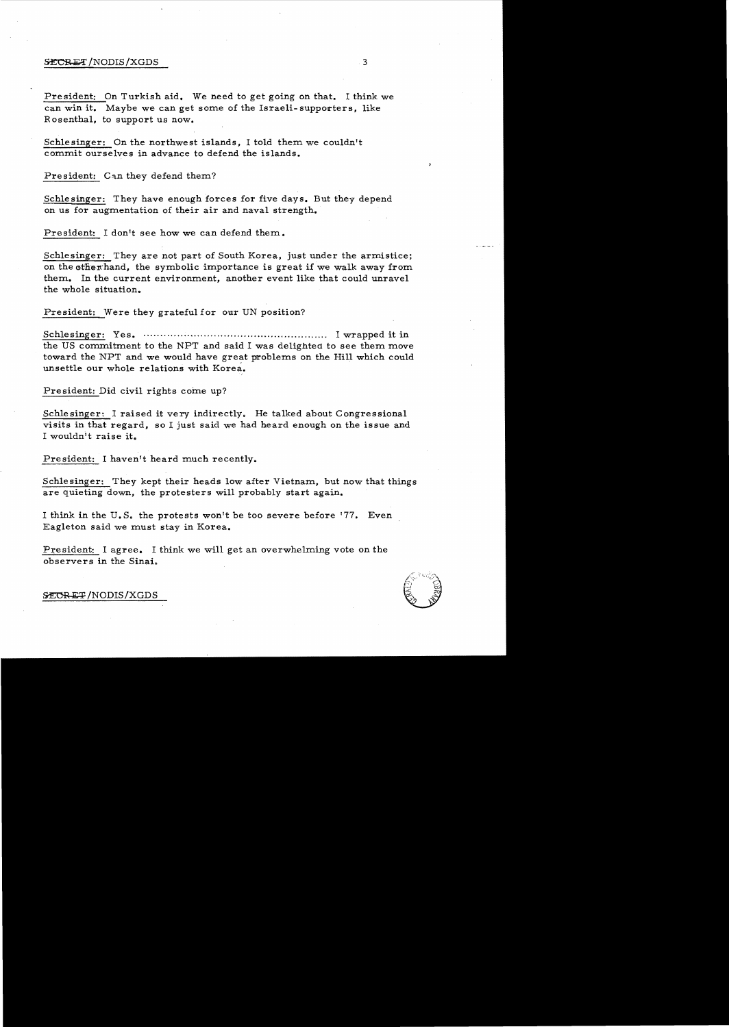President: On Turkish aid. We need to get going on that. I think we can win it. Maybe we can get some of the Israeli-supporters, like Rosenthal, to support us now.

Schlesinger: On the northwest islands, I told them we couldn't commit ourselves in advance to defend the islands.

President: Can they defend them?

Schlesinger: They have enough forces for five days. But they depend on us for augmentation of their air and naval strength.

President: I don't see how we can defend them.

Schlesinger: They are not part of South Korea, just under the armistice; on the other hand, the symbolic importance is great if we walk away from them. In the current environment, another event like that could unravel the whole situation.

President: Were they grateful for our UN position?

Schlesinger: Yes. ...................................................... I wrapped it in the US commitment to the NPT and said I was delighted to see them move toward the NPT and we would have great problems on the Hill which could unsettle our whole relations with Korea.

President: Did civil rights come up?

Schlesinger: I raised it very indirectly. He talked about Congressional visits in that regard, so I just said we had heard enough on the issue and I wouldn't raise it.

President: I haven't heard much recently.

Schlesinger: They kept their heads low after Vietnam, but now that things are quieting down, the protesters will probably start again.

I think in the U.S. the protests won't be too severe before '77. Even Eagleton said we must stay in Korea.

President: I agree. I think we will get an overwhelming vote on the observers in the Sinai.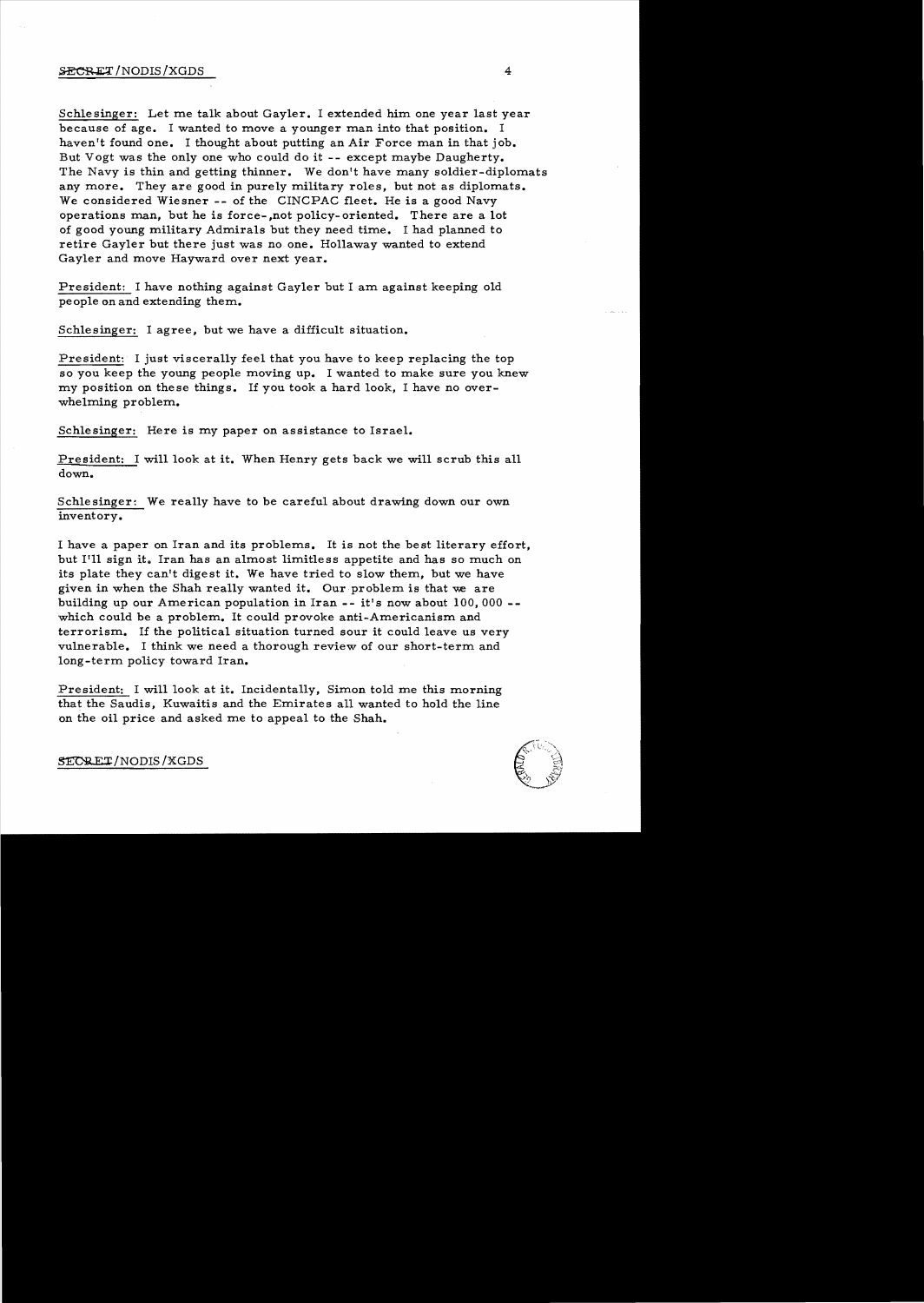Schlesinger: Let me talk about Gayler. I extended him one year last year because of age. I wanted to move a younger man into that position. I haven't found one. I thought about putting an Air Force man in that job. But Vogt was the only one who could do it -- except maybe Daugherty. The Navy is thin and getting thinner. We don't have many soldier-diplomats any more. They are good in purely military roles, but not as diplomats. We considered Wiesner -- of the CINCPAC fleet. He is a good Navy operations man, but he is force-,not policy-oriented. There are a lot of good young military Admirals but they need time. I had planned to retire Gayler but there just was no one. Hollaway wanted to extend Gayler and move Hayward over next year.

President: I have nothing against Gayler but I am against keeping old people on and extending them.

Schlesinger: I agree, but we have a difficult situation.

President: I just viscerally feel that you have to keep replacing the top so you keep the young people moving up. I wanted to make sure you knew my position on these things. If you took a hard look, I have no overwhelming problem.

Schlesinger: Here is my paper on assistance to Israel.

President: I will look at it. When Henry gets back we will scrub this all down.

Schlesinger: We really have to be careful about drawing down our own inventory.

I have a paper on Iran and its problems. It is not the best literary effort, but I'll sign it. Iran has an almost limitless appetite and has so much on its plate they can't digest it. We have tried to slow them, but we have given in when the Shah really wanted it. Our problem is that we are building up our American population in Iran -- it's now about 100,000 -- which could be a problem. It could provoke anti-Americanism and terrorism. If the political situation turned sour it could leave us very vulnerable. I think we need a thorough review of our short-term and long-term policy toward Iran.

President: I will look at it. Incidentally, Simon told me this morning that the Saudis, Kuwaitis and the Emirates all wanted to hold the line on the oil price and asked me to appeal to the Shah.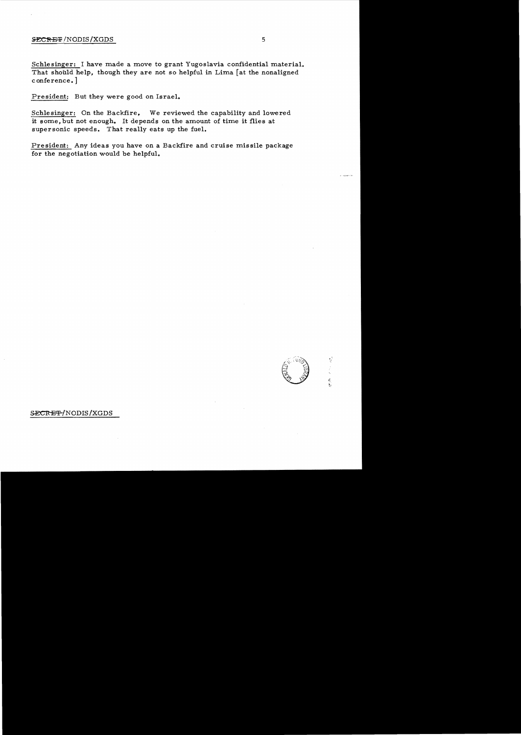Schlesinger: I have made a move to grant Yugoslavia confidential material. That should help, though they are not so helpful in Lima [at the nonaligned conference.]

President: But they were good on Israel.

Schlesinger: On the Backfire. We reviewed the capability and lowered it some, but not enough. It depends on the amount of time it flies at supersonic speeds. That really eats up the fuel.

President: Any ideas you have on a Backfire and cruise missile package for the negotiation would be helpful.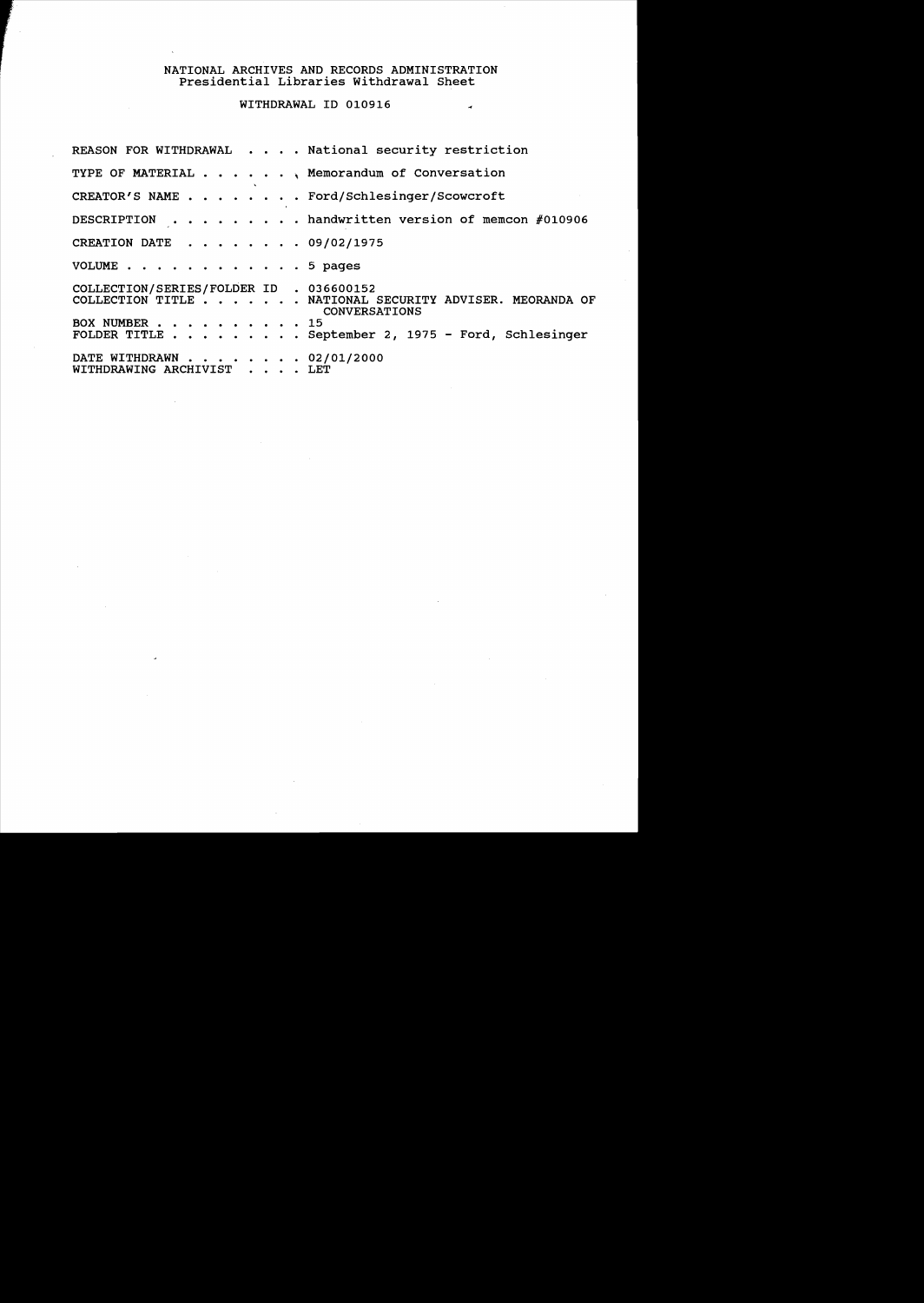NATIONAL ARCHIVES AND RECORDS ADMINISTRATION
Presidential Libraries Withdrawal Sheet

WITHDRAWAL ID 010916

REASON FOR WITHDRAWAL . . . . National security restriction

TYPE OF MATERIAL . . . . . . Memorandum of Conversation

CREATOR'S NAME . . . . . . . . Ford/Schlesinger/Scowcroft

DESCRIPTION . . . . . . . . . handwritten version of memcon #010906

CREATION DATE . . . . . . . . 09/02/1975

VOLUME . . . . . . . . . . . . 5 pages

COLLECTION/SERIES/FOLDER ID . 036600152
COLLECTION TITLE . . . . . . . NATIONAL SECURITY ADVISER. MEORANDA OF CONVERSATIONS
BOX NUMBER . . . . . . . . . . 15
FOLDER TITLE . . . . . . . . . September 2, 1975 - Ford, Schlesinger

DATE WITHDRAWN . . . . . . . . 02/01/2000
WITHDRAWING ARCHIVIST . . . . LET